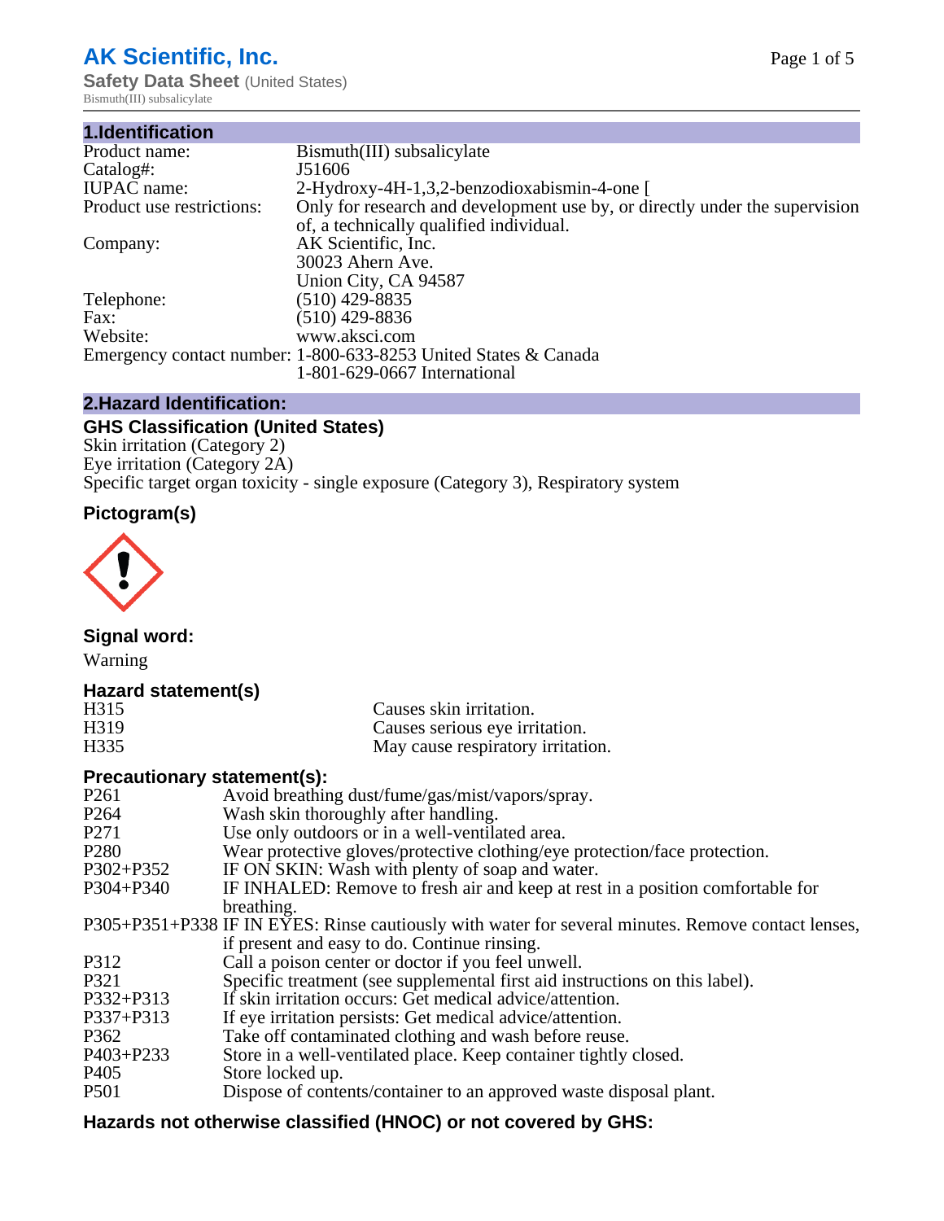# AK Scientific, Inc.

**Safety Data Sheet** (United States)
Bismuth(III) subsalicylate

## 1.Identification

| | |
|---|---|
| Product name: | Bismuth(III) subsalicylate |
| Catalog#: | J51606 |
| IUPAC name: | 2-Hydroxy-4H-1,3,2-benzodioxabismin-4-one [ |
| Product use restrictions: | Only for research and development use by, or directly under the supervision of, a technically qualified individual. |
| Company: | AK Scientific, Inc.<br>30023 Ahern Ave.<br>Union City, CA 94587 |
| Telephone: | (510) 429-8835 |
| Fax: | (510) 429-8836 |
| Website: | www.aksci.com |
| Emergency contact number: | 1-800-633-8253 United States & Canada<br>1-801-629-0667 International |

## 2.Hazard Identification:

### GHS Classification (United States)

Skin irritation (Category 2)
Eye irritation (Category 2A)
Specific target organ toxicity - single exposure (Category 3), Respiratory system

### Pictogram(s)

### Signal word:

Warning

### Hazard statement(s)

| | |
|---|---|
| H315 | Causes skin irritation. |
| H319 | Causes serious eye irritation. |
| H335 | May cause respiratory irritation. |

### Precautionary statement(s):

| | |
|---|---|
| P261 | Avoid breathing dust/fume/gas/mist/vapors/spray. |
| P264 | Wash skin thoroughly after handling. |
| P271 | Use only outdoors or in a well-ventilated area. |
| P280 | Wear protective gloves/protective clothing/eye protection/face protection. |
| P302+P352 | IF ON SKIN: Wash with plenty of soap and water. |
| P304+P340 | IF INHALED: Remove to fresh air and keep at rest in a position comfortable for breathing. |
| P305+P351+P338 | IF IN EYES: Rinse cautiously with water for several minutes. Remove contact lenses, if present and easy to do. Continue rinsing. |
| P312 | Call a poison center or doctor if you feel unwell. |
| P321 | Specific treatment (see supplemental first aid instructions on this label). |
| P332+P313 | If skin irritation occurs: Get medical advice/attention. |
| P337+P313 | If eye irritation persists: Get medical advice/attention. |
| P362 | Take off contaminated clothing and wash before reuse. |
| P403+P233 | Store in a well-ventilated place. Keep container tightly closed. |
| P405 | Store locked up. |
| P501 | Dispose of contents/container to an approved waste disposal plant. |

### Hazards not otherwise classified (HNOC) or not covered by GHS: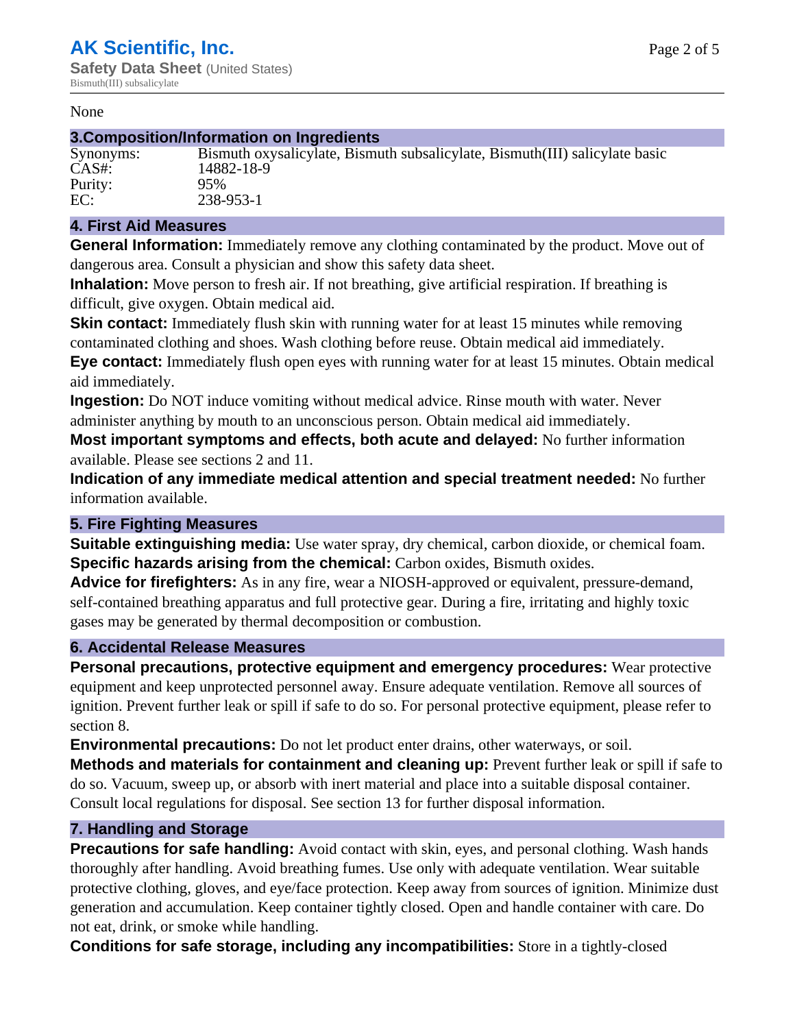None

## 3.Composition/Information on Ingredients

| | |
|---|---|
| Synonyms: | Bismuth oxysalicylate, Bismuth subsalicylate, Bismuth(III) salicylate basic |
| CAS#: | 14882-18-9 |
| Purity: | 95% |
| EC: | 238-953-1 |

## 4. First Aid Measures

**General Information:** Immediately remove any clothing contaminated by the product. Move out of dangerous area. Consult a physician and show this safety data sheet.

**Inhalation:** Move person to fresh air. If not breathing, give artificial respiration. If breathing is difficult, give oxygen. Obtain medical aid.

**Skin contact:** Immediately flush skin with running water for at least 15 minutes while removing contaminated clothing and shoes. Wash clothing before reuse. Obtain medical aid immediately.

**Eye contact:** Immediately flush open eyes with running water for at least 15 minutes. Obtain medical aid immediately.

**Ingestion:** Do NOT induce vomiting without medical advice. Rinse mouth with water. Never administer anything by mouth to an unconscious person. Obtain medical aid immediately.

**Most important symptoms and effects, both acute and delayed:** No further information available. Please see sections 2 and 11.

**Indication of any immediate medical attention and special treatment needed:** No further information available.

## 5. Fire Fighting Measures

**Suitable extinguishing media:** Use water spray, dry chemical, carbon dioxide, or chemical foam.

**Specific hazards arising from the chemical:** Carbon oxides, Bismuth oxides.

**Advice for firefighters:** As in any fire, wear a NIOSH-approved or equivalent, pressure-demand, self-contained breathing apparatus and full protective gear. During a fire, irritating and highly toxic gases may be generated by thermal decomposition or combustion.

## 6. Accidental Release Measures

**Personal precautions, protective equipment and emergency procedures:** Wear protective equipment and keep unprotected personnel away. Ensure adequate ventilation. Remove all sources of ignition. Prevent further leak or spill if safe to do so. For personal protective equipment, please refer to section 8.

**Environmental precautions:** Do not let product enter drains, other waterways, or soil.

**Methods and materials for containment and cleaning up:** Prevent further leak or spill if safe to do so. Vacuum, sweep up, or absorb with inert material and place into a suitable disposal container. Consult local regulations for disposal. See section 13 for further disposal information.

## 7. Handling and Storage

**Precautions for safe handling:** Avoid contact with skin, eyes, and personal clothing. Wash hands thoroughly after handling. Avoid breathing fumes. Use only with adequate ventilation. Wear suitable protective clothing, gloves, and eye/face protection. Keep away from sources of ignition. Minimize dust generation and accumulation. Keep container tightly closed. Open and handle container with care. Do not eat, drink, or smoke while handling.

**Conditions for safe storage, including any incompatibilities:** Store in a tightly-closed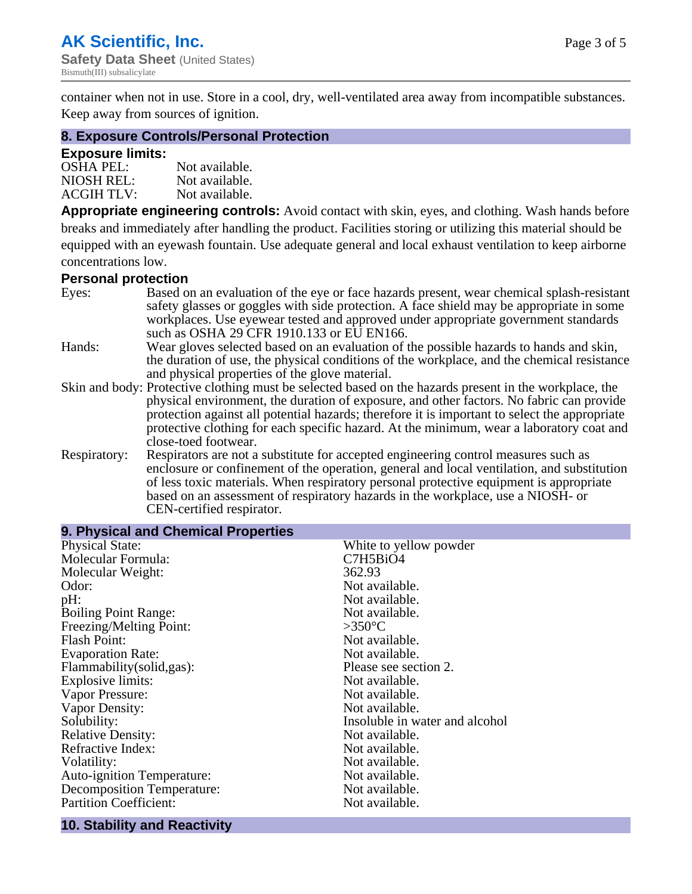container when not in use. Store in a cool, dry, well-ventilated area away from incompatible substances. Keep away from sources of ignition.

## 8. Exposure Controls/Personal Protection

### Exposure limits:

OSHA PEL: Not available.
NIOSH REL: Not available.
ACGIH TLV: Not available.

**Appropriate engineering controls:** Avoid contact with skin, eyes, and clothing. Wash hands before breaks and immediately after handling the product. Facilities storing or utilizing this material should be equipped with an eyewash fountain. Use adequate general and local exhaust ventilation to keep airborne concentrations low.

### Personal protection

Eyes: Based on an evaluation of the eye or face hazards present, wear chemical splash-resistant safety glasses or goggles with side protection. A face shield may be appropriate in some workplaces. Use eyewear tested and approved under appropriate government standards such as OSHA 29 CFR 1910.133 or EU EN166.

Hands: Wear gloves selected based on an evaluation of the possible hazards to hands and skin, the duration of use, the physical conditions of the workplace, and the chemical resistance and physical properties of the glove material.

Skin and body: Protective clothing must be selected based on the hazards present in the workplace, the physical environment, the duration of exposure, and other factors. No fabric can provide protection against all potential hazards; therefore it is important to select the appropriate protective clothing for each specific hazard. At the minimum, wear a laboratory coat and close-toed footwear.

Respiratory: Respirators are not a substitute for accepted engineering control measures such as enclosure or confinement of the operation, general and local ventilation, and substitution of less toxic materials. When respiratory personal protective equipment is appropriate based on an assessment of respiratory hazards in the workplace, use a NIOSH- or CEN-certified respirator.

## 9. Physical and Chemical Properties

| | |
|---|---|
| Physical State: | White to yellow powder |
| Molecular Formula: | C7H5BiO4 |
| Molecular Weight: | 362.93 |
| Odor: | Not available. |
| pH: | Not available. |
| Boiling Point Range: | Not available. |
| Freezing/Melting Point: | >350°C |
| Flash Point: | Not available. |
| Evaporation Rate: | Not available. |
| Flammability(solid,gas): | Please see section 2. |
| Explosive limits: | Not available. |
| Vapor Pressure: | Not available. |
| Vapor Density: | Not available. |
| Solubility: | Insoluble in water and alcohol |
| Relative Density: | Not available. |
| Refractive Index: | Not available. |
| Volatility: | Not available. |
| Auto-ignition Temperature: | Not available. |
| Decomposition Temperature: | Not available. |
| Partition Coefficient: | Not available. |

## 10. Stability and Reactivity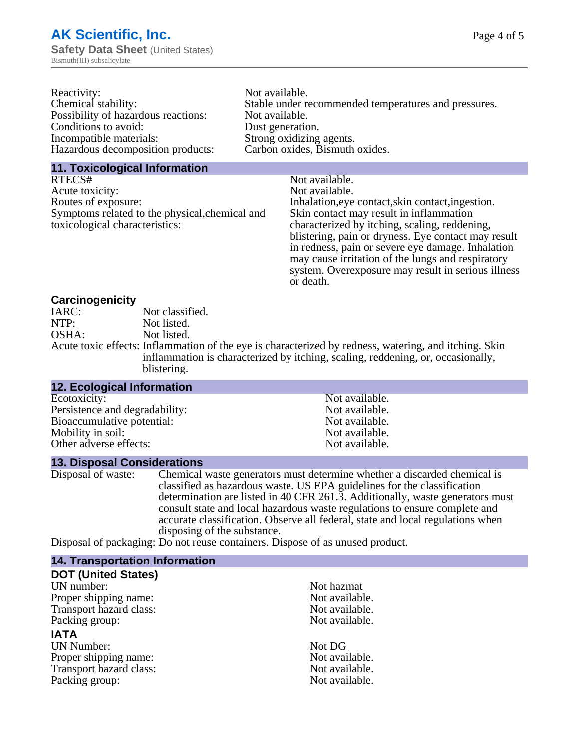| | |
|---|---|
| Reactivity: | Not available. |
| Chemical stability: | Stable under recommended temperatures and pressures. |
| Possibility of hazardous reactions: | Not available. |
| Conditions to avoid: | Dust generation. |
| Incompatible materials: | Strong oxidizing agents. |
| Hazardous decomposition products: | Carbon oxides, Bismuth oxides. |

## 11. Toxicological Information

| | |
|---|---|
| RTECS# | Not available. |
| Acute toxicity: | Not available. |
| Routes of exposure: | Inhalation,eye contact,skin contact,ingestion. |
| Symptoms related to the physical,chemical and toxicological characteristics: | Skin contact may result in inflammation characterized by itching, scaling, reddening, blistering, pain or dryness. Eye contact may result in redness, pain or severe eye damage. Inhalation may cause irritation of the lungs and respiratory system. Overexposure may result in serious illness or death. |

### Carcinogenicity

| | |
|---|---|
| IARC: | Not classified. |
| NTP: | Not listed. |
| OSHA: | Not listed. |
| Acute toxic effects: | Inflammation of the eye is characterized by redness, watering, and itching. Skin inflammation is characterized by itching, scaling, reddening, or, occasionally, blistering. |

## 12. Ecological Information

| | |
|---|---|
| Ecotoxicity: | Not available. |
| Persistence and degradability: | Not available. |
| Bioaccumulative potential: | Not available. |
| Mobility in soil: | Not available. |
| Other adverse effects: | Not available. |

## 13. Disposal Considerations

| | |
|---|---|
| Disposal of waste: | Chemical waste generators must determine whether a discarded chemical is classified as hazardous waste. US EPA guidelines for the classification determination are listed in 40 CFR 261.3. Additionally, waste generators must consult state and local hazardous waste regulations to ensure complete and accurate classification. Observe all federal, state and local regulations when disposing of the substance. |
| Disposal of packaging: | Do not reuse containers. Dispose of as unused product. |

## 14. Transportation Information

### DOT (United States)

| | |
|---|---|
| UN number: | Not hazmat |
| Proper shipping name: | Not available. |
| Transport hazard class: | Not available. |
| Packing group: | Not available. |

### IATA

| | |
|---|---|
| UN Number: | Not DG |
| Proper shipping name: | Not available. |
| Transport hazard class: | Not available. |
| Packing group: | Not available. |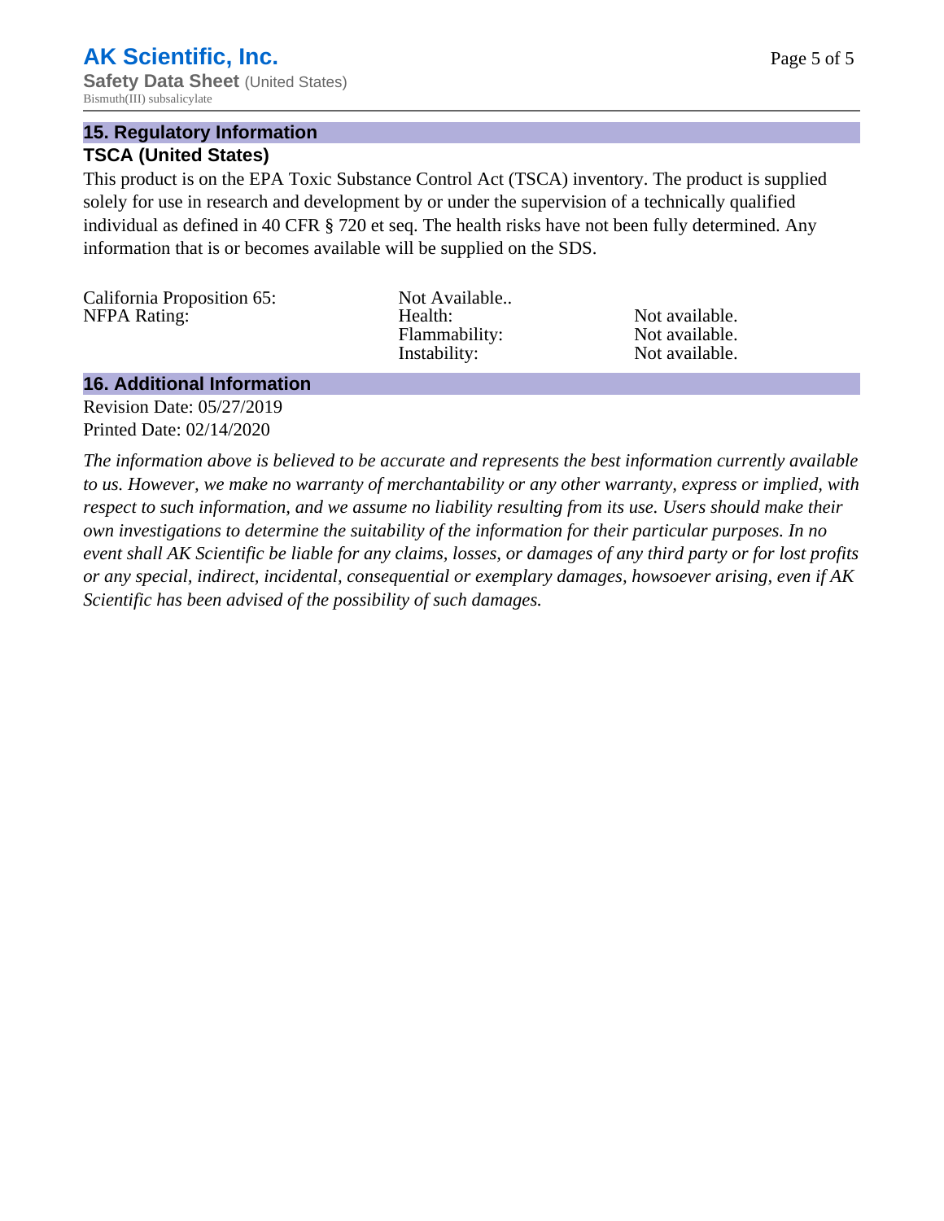## 15. Regulatory Information

### TSCA (United States)

This product is on the EPA Toxic Substance Control Act (TSCA) inventory. The product is supplied solely for use in research and development by or under the supervision of a technically qualified individual as defined in 40 CFR § 720 et seq. The health risks have not been fully determined. Any information that is or becomes available will be supplied on the SDS.

| | | |
|---|---|---|
| California Proposition 65: | Not Available.. | |
| NFPA Rating: | Health: | Not available. |
| | Flammability: | Not available. |
| | Instability: | Not available. |

## 16. Additional Information

Revision Date: 05/27/2019
Printed Date: 02/14/2020

*The information above is believed to be accurate and represents the best information currently available to us. However, we make no warranty of merchantability or any other warranty, express or implied, with respect to such information, and we assume no liability resulting from its use. Users should make their own investigations to determine the suitability of the information for their particular purposes. In no event shall AK Scientific be liable for any claims, losses, or damages of any third party or for lost profits or any special, indirect, incidental, consequential or exemplary damages, howsoever arising, even if AK Scientific has been advised of the possibility of such damages.*